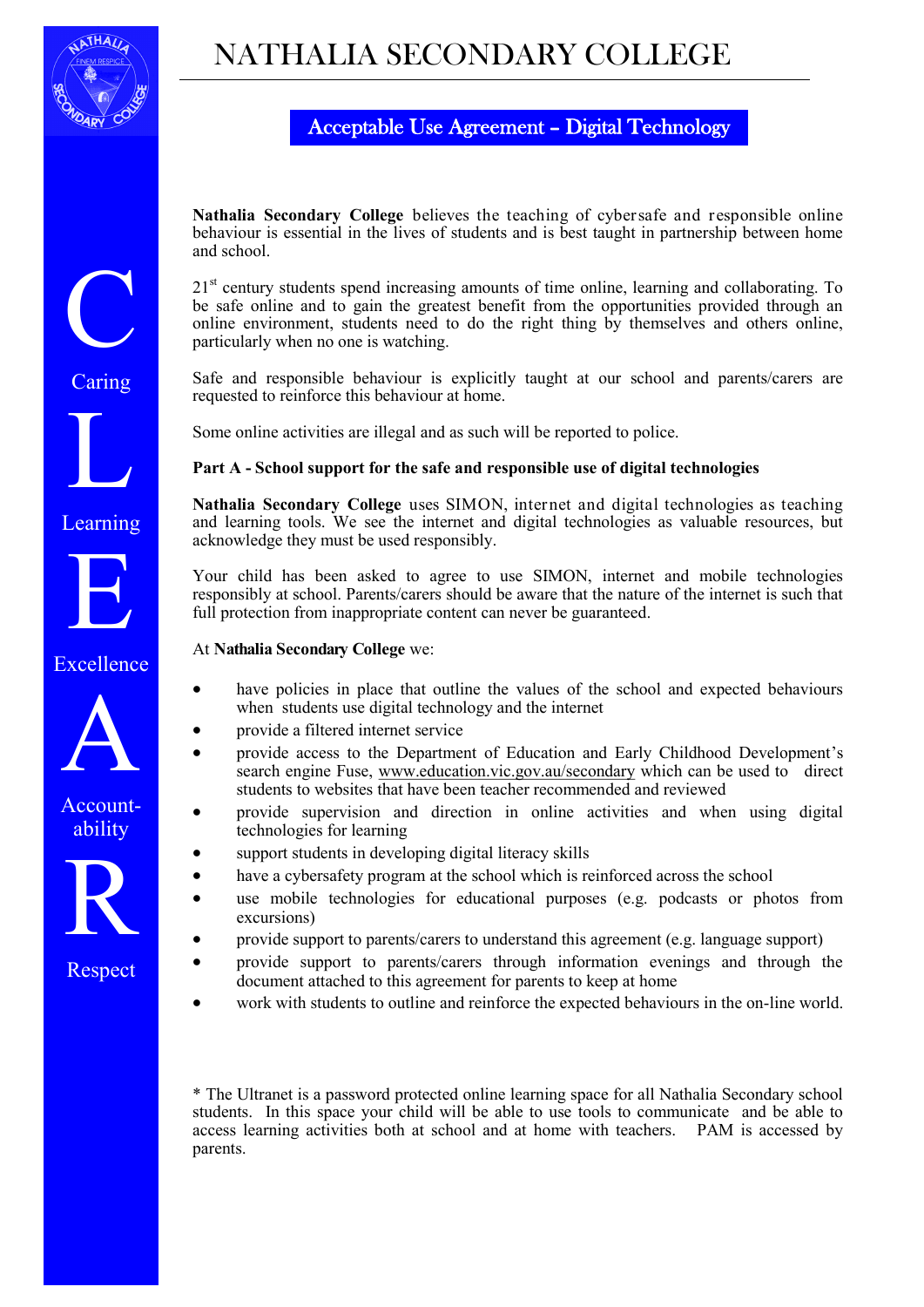# NATHALIA SECONDARY COLLEGE

## Acceptable Use Agreement – Digital Technology

C
Caring

L
Learning

E
Excellence

A
Account-ability

R
Respect

**Nathalia Secondary College** believes the teaching of cybersafe and responsible online behaviour is essential in the lives of students and is best taught in partnership between home and school.

21st century students spend increasing amounts of time online, learning and collaborating. To be safe online and to gain the greatest benefit from the opportunities provided through an online environment, students need to do the right thing by themselves and others online, particularly when no one is watching.

Safe and responsible behaviour is explicitly taught at our school and parents/carers are requested to reinforce this behaviour at home.

Some online activities are illegal and as such will be reported to police.

**Part A - School support for the safe and responsible use of digital technologies**

**Nathalia Secondary College** uses SIMON, internet and digital technologies as teaching and learning tools. We see the internet and digital technologies as valuable resources, but acknowledge they must be used responsibly.

Your child has been asked to agree to use SIMON, internet and mobile technologies responsibly at school. Parents/carers should be aware that the nature of the internet is such that full protection from inappropriate content can never be guaranteed.

At **Nathalia Secondary College** we:

- have policies in place that outline the values of the school and expected behaviours when students use digital technology and the internet
- provide a filtered internet service
- provide access to the Department of Education and Early Childhood Development's search engine Fuse, www.education.vic.gov.au/secondary which can be used to direct students to websites that have been teacher recommended and reviewed
- provide supervision and direction in online activities and when using digital technologies for learning
- support students in developing digital literacy skills
- have a cybersafety program at the school which is reinforced across the school
- use mobile technologies for educational purposes (e.g. podcasts or photos from excursions)
- provide support to parents/carers to understand this agreement (e.g. language support)
- provide support to parents/carers through information evenings and through the document attached to this agreement for parents to keep at home
- work with students to outline and reinforce the expected behaviours in the on-line world.

* The Ultranet is a password protected online learning space for all Nathalia Secondary school students. In this space your child will be able to use tools to communicate and be able to access learning activities both at school and at home with teachers. PAM is accessed by parents.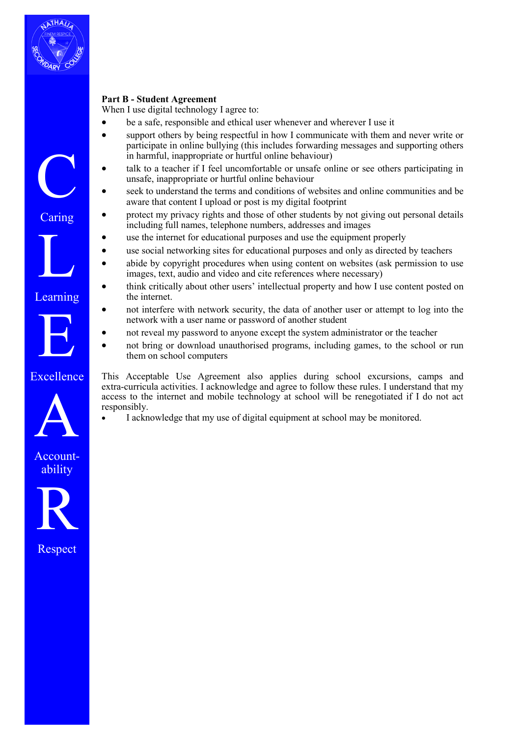C
Caring
L
Learning
E
Excellence
A
Account-ability
R
Respect

**Part B - Student Agreement**

When I use digital technology I agree to:

- be a safe, responsible and ethical user whenever and wherever I use it
- support others by being respectful in how I communicate with them and never write or participate in online bullying (this includes forwarding messages and supporting others in harmful, inappropriate or hurtful online behaviour)
- talk to a teacher if I feel uncomfortable or unsafe online or see others participating in unsafe, inappropriate or hurtful online behaviour
- seek to understand the terms and conditions of websites and online communities and be aware that content I upload or post is my digital footprint
- protect my privacy rights and those of other students by not giving out personal details including full names, telephone numbers, addresses and images
- use the internet for educational purposes and use the equipment properly
- use social networking sites for educational purposes and only as directed by teachers
- abide by copyright procedures when using content on websites (ask permission to use images, text, audio and video and cite references where necessary)
- think critically about other users' intellectual property and how I use content posted on the internet.
- not interfere with network security, the data of another user or attempt to log into the network with a user name or password of another student
- not reveal my password to anyone except the system administrator or the teacher
- not bring or download unauthorised programs, including games, to the school or run them on school computers

This Acceptable Use Agreement also applies during school excursions, camps and extra-curricula activities. I acknowledge and agree to follow these rules. I understand that my access to the internet and mobile technology at school will be renegotiated if I do not act responsibly.

- I acknowledge that my use of digital equipment at school may be monitored.